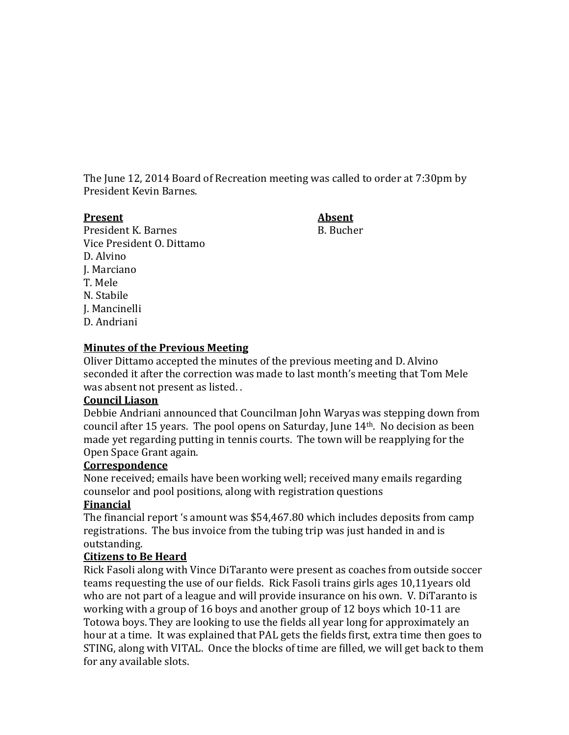The June 12, 2014 Board of Recreation meeting was called to order at 7:30pm by President Kevin Barnes.

| **Present** | **Absent** |
| --- | --- |
| President K. Barnes | B. Bucher |
| Vice President O. Dittamo | |
| D. Alvino | |
| J. Marciano | |
| T. Mele | |
| N. Stabile | |
| J. Mancinelli | |
| D. Andriani | |

**Minutes of the Previous Meeting**

Oliver Dittamo accepted the minutes of the previous meeting and D. Alvino seconded it after the correction was made to last month's meeting that Tom Mele was absent not present as listed. .

**Council Liason**

Debbie Andriani announced that Councilman John Waryas was stepping down from council after 15 years. The pool opens on Saturday, June 14th. No decision as been made yet regarding putting in tennis courts. The town will be reapplying for the Open Space Grant again.

**Correspondence**

None received; emails have been working well; received many emails regarding counselor and pool positions, along with registration questions

**Financial**

The financial report 's amount was $54,467.80 which includes deposits from camp registrations. The bus invoice from the tubing trip was just handed in and is outstanding.

**Citizens to Be Heard**

Rick Fasoli along with Vince DiTaranto were present as coaches from outside soccer teams requesting the use of our fields. Rick Fasoli trains girls ages 10,11years old who are not part of a league and will provide insurance on his own. V. DiTaranto is working with a group of 16 boys and another group of 12 boys which 10-11 are Totowa boys. They are looking to use the fields all year long for approximately an hour at a time. It was explained that PAL gets the fields first, extra time then goes to STING, along with VITAL. Once the blocks of time are filled, we will get back to them for any available slots.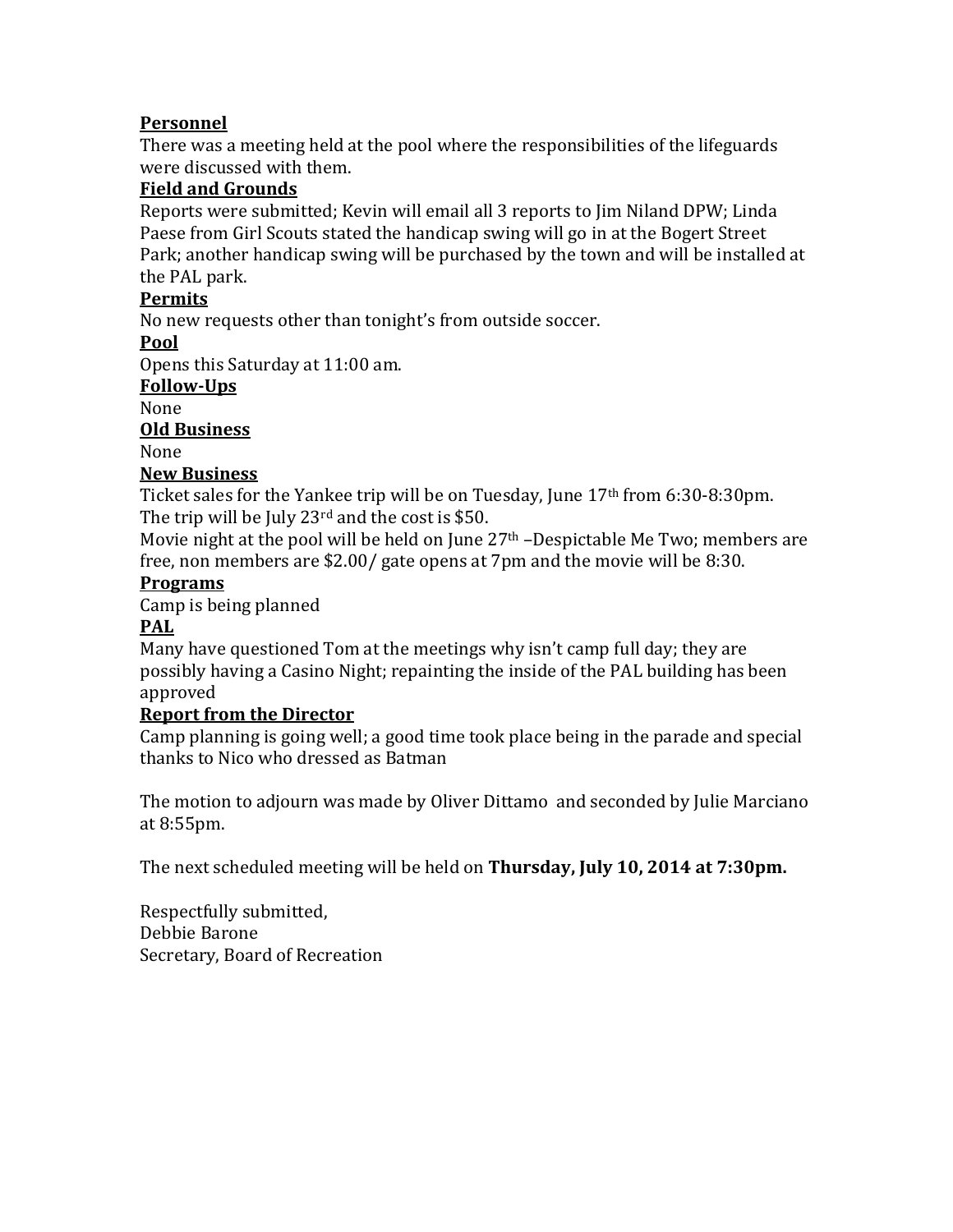**Personnel**
There was a meeting held at the pool where the responsibilities of the lifeguards were discussed with them.

**Field and Grounds**
Reports were submitted; Kevin will email all 3 reports to Jim Niland DPW; Linda Paese from Girl Scouts stated the handicap swing will go in at the Bogert Street Park; another handicap swing will be purchased by the town and will be installed at the PAL park.

**Permits**
No new requests other than tonight's from outside soccer.

**Pool**
Opens this Saturday at 11:00 am.

**Follow-Ups**
None

**Old Business**
None

**New Business**
Ticket sales for the Yankee trip will be on Tuesday, June 17th from 6:30-8:30pm. The trip will be July 23rd and the cost is $50.
Movie night at the pool will be held on June 27th –Despictable Me Two; members are free, non members are $2.00/ gate opens at 7pm and the movie will be 8:30.

**Programs**
Camp is being planned

**PAL**
Many have questioned Tom at the meetings why isn't camp full day; they are possibly having a Casino Night; repainting the inside of the PAL building has been approved

**Report from the Director**
Camp planning is going well; a good time took place being in the parade and special thanks to Nico who dressed as Batman

The motion to adjourn was made by Oliver Dittamo and seconded by Julie Marciano at 8:55pm.

The next scheduled meeting will be held on **Thursday, July 10, 2014 at 7:30pm.**

Respectfully submitted,
Debbie Barone
Secretary, Board of Recreation